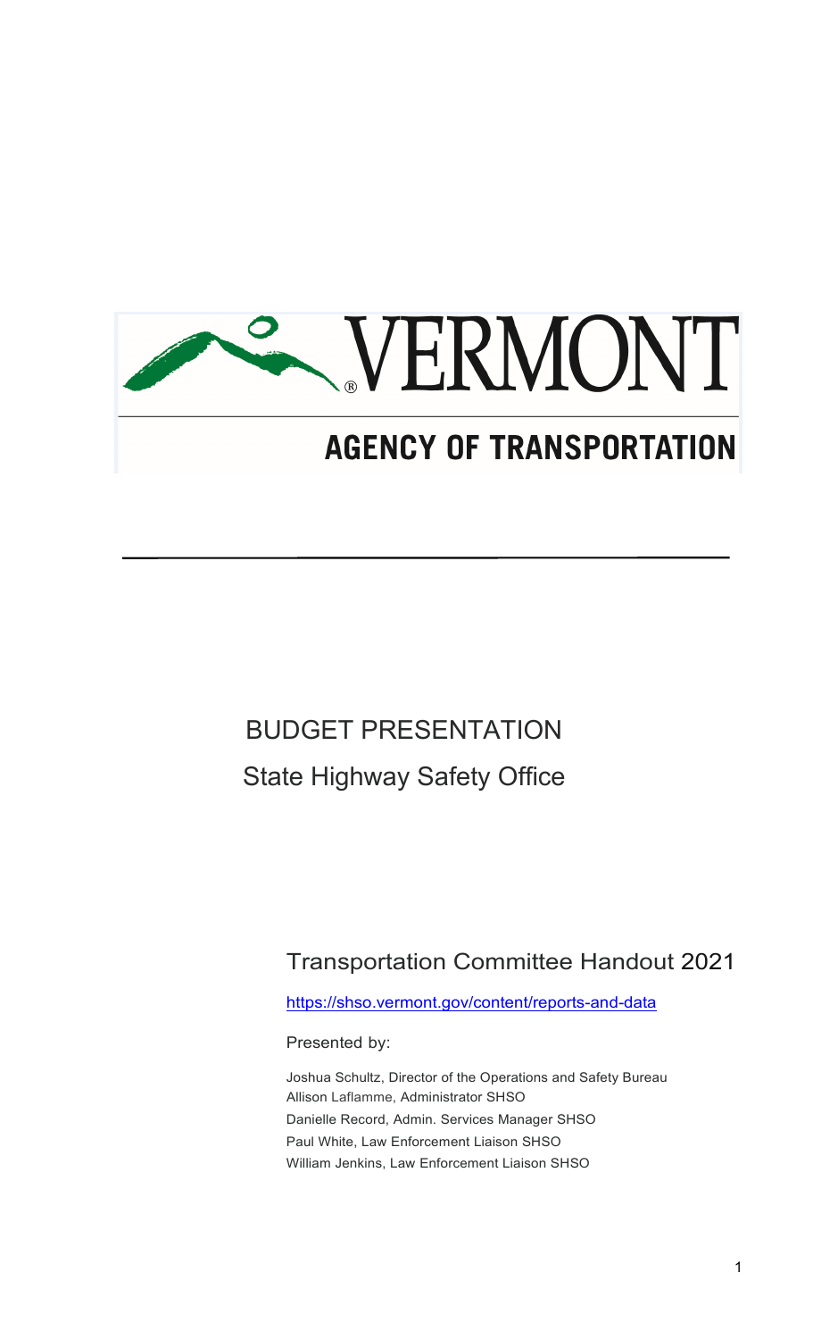# VERMONT

## AGENCY OF TRANSPORTATION

---

BUDGET PRESENTATION

State Highway Safety Office

Transportation Committee Handout 2021

https://shso.vermont.gov/content/reports-and-data

Presented by:

Joshua Schultz, Director of the Operations and Safety Bureau
Allison Laflamme, Administrator SHSO
Danielle Record, Admin. Services Manager SHSO
Paul White, Law Enforcement Liaison SHSO
William Jenkins, Law Enforcement Liaison SHSO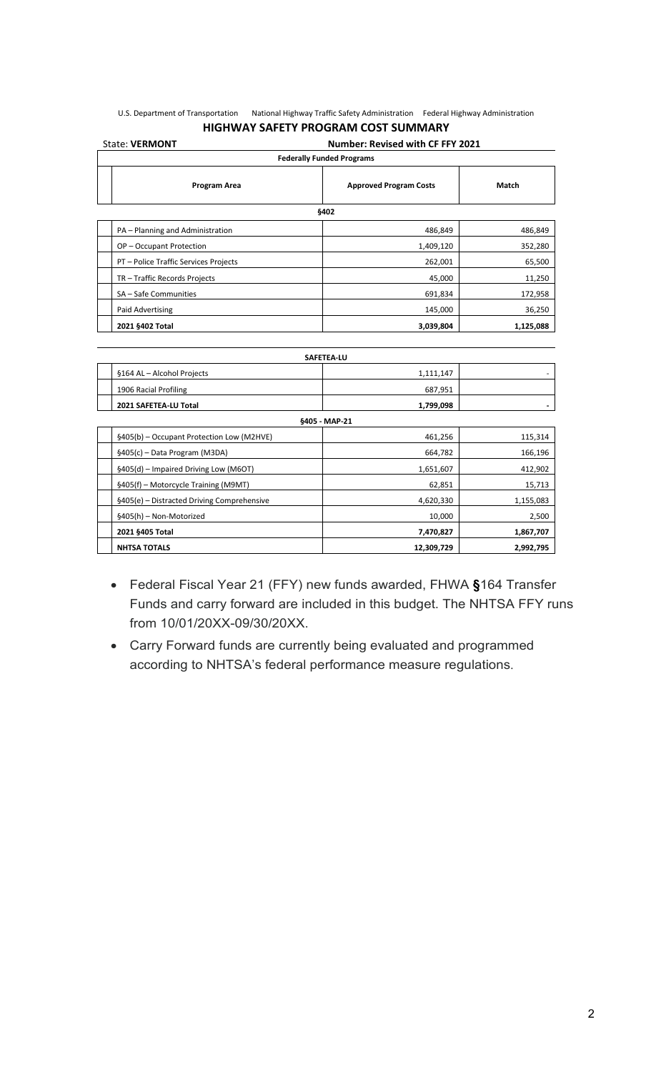U.S. Department of Transportation National Highway Traffic Safety Administration Federal Highway Administration

## HIGHWAY SAFETY PROGRAM COST SUMMARY

State: **VERMONT** **Number: Revised with CF FFY 2021**

| **Federally Funded Programs** | | |
|---|---|---|
| **Program Area** | **Approved Program Costs** | **Match** |
| **§402** | | |
| PA – Planning and Administration | 486,849 | 486,849 |
| OP – Occupant Protection | 1,409,120 | 352,280 |
| PT – Police Traffic Services Projects | 262,001 | 65,500 |
| TR – Traffic Records Projects | 45,000 | 11,250 |
| SA – Safe Communities | 691,834 | 172,958 |
| Paid Advertising | 145,000 | 36,250 |
| **2021 §402 Total** | **3,039,804** | **1,125,088** |
| **SAFETEA-LU** | | |
| §164 AL – Alcohol Projects | 1,111,147 | - |
| 1906 Racial Profiling | 687,951 | |
| **2021 SAFETEA-LU Total** | **1,799,098** | **-** |
| **§405 - MAP-21** | | |
| §405(b) – Occupant Protection Low (M2HVE) | 461,256 | 115,314 |
| §405(c) – Data Program (M3DA) | 664,782 | 166,196 |
| §405(d) – Impaired Driving Low (M6OT) | 1,651,607 | 412,902 |
| §405(f) – Motorcycle Training (M9MT) | 62,851 | 15,713 |
| §405(e) – Distracted Driving Comprehensive | 4,620,330 | 1,155,083 |
| §405(h) – Non-Motorized | 10,000 | 2,500 |
| **2021 §405 Total** | **7,470,827** | **1,867,707** |
| **NHTSA TOTALS** | **12,309,729** | **2,992,795** |

- Federal Fiscal Year 21 (FFY) new funds awarded, FHWA **§**164 Transfer Funds and carry forward are included in this budget. The NHTSA FFY runs from 10/01/20XX-09/30/20XX.
- Carry Forward funds are currently being evaluated and programmed according to NHTSA's federal performance measure regulations.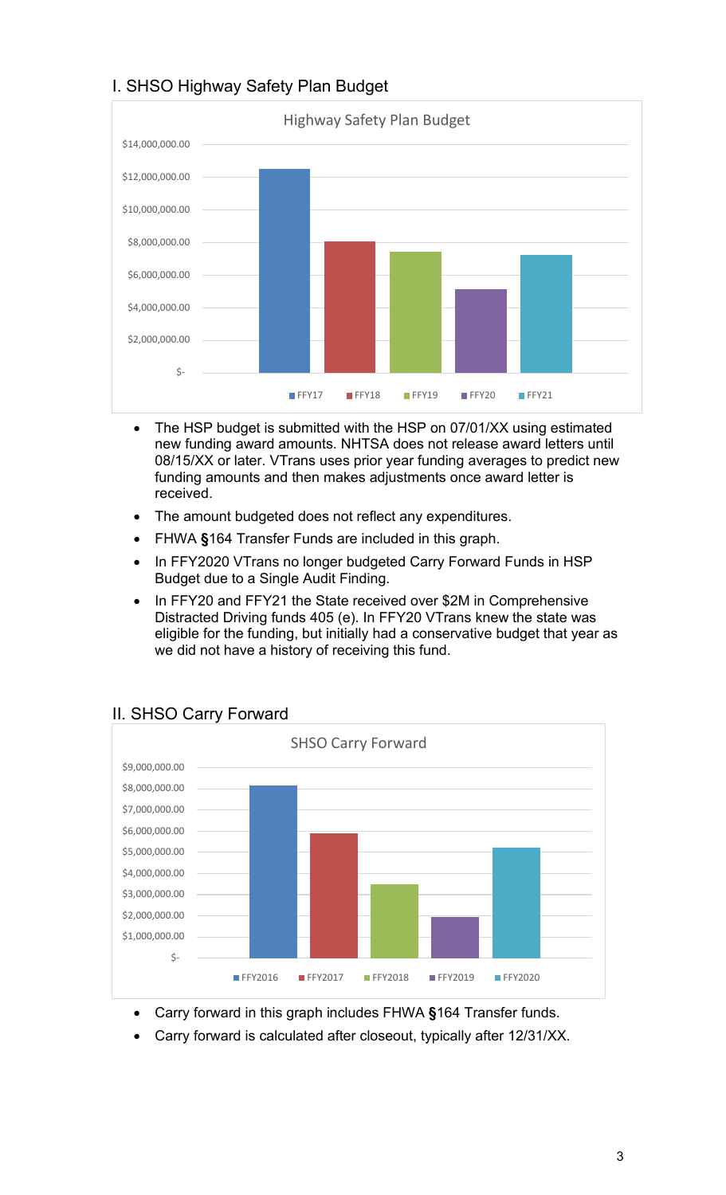## I. SHSO Highway Safety Plan Budget

- The HSP budget is submitted with the HSP on 07/01/XX using estimated new funding award amounts. NHTSA does not release award letters until 08/15/XX or later. VTrans uses prior year funding averages to predict new funding amounts and then makes adjustments once award letter is received.
- The amount budgeted does not reflect any expenditures.
- FHWA **§**164 Transfer Funds are included in this graph.
- In FFY2020 VTrans no longer budgeted Carry Forward Funds in HSP Budget due to a Single Audit Finding.
- In FFY20 and FFY21 the State received over $2M in Comprehensive Distracted Driving funds 405 (e). In FFY20 VTrans knew the state was eligible for the funding, but initially had a conservative budget that year as we did not have a history of receiving this fund.

## II. SHSO Carry Forward

- Carry forward in this graph includes FHWA **§**164 Transfer funds.
- Carry forward is calculated after closeout, typically after 12/31/XX.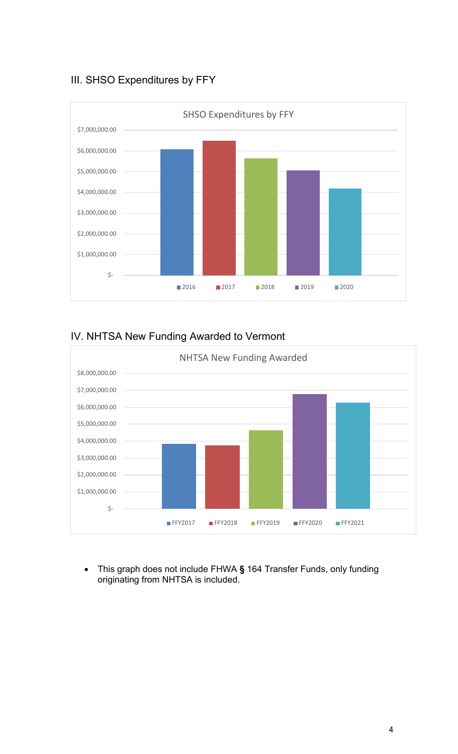## III. SHSO Expenditures by FFY

SHSO Expenditures by FFY

| Year | Expenditures (approx.) |
|---|---|
| 2016 | ~$6,050,000 |
| 2017 | ~$6,480,000 |
| 2018 | ~$5,630,000 |
| 2019 | ~$5,040,000 |
| 2020 | ~$4,170,000 |

## IV. NHTSA New Funding Awarded to Vermont

NHTSA New Funding Awarded

| FFY | New Funding Awarded (approx.) |
|---|---|
| FFY2017 | ~$3,830,000 |
| FFY2018 | ~$3,740,000 |
| FFY2019 | ~$4,620,000 |
| FFY2020 | ~$6,770,000 |
| FFY2021 | ~$6,260,000 |

- This graph does not include FHWA **§** 164 Transfer Funds, only funding originating from NHTSA is included.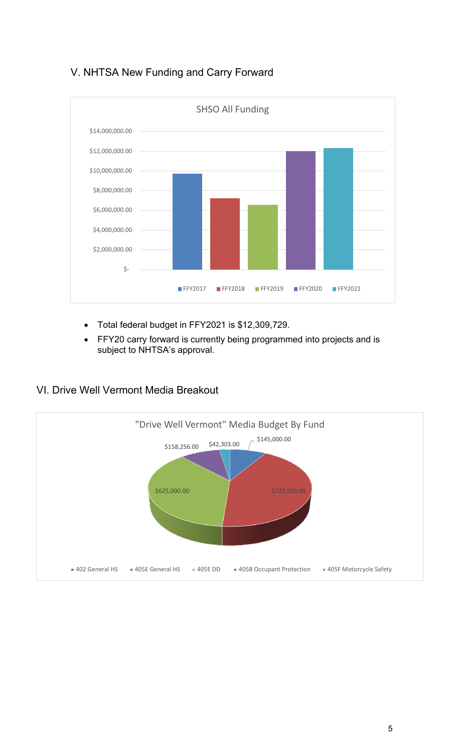## V. NHTSA New Funding and Carry Forward

- Total federal budget in FFY2021 is $12,309,729.
- FFY20 carry forward is currently being programmed into projects and is subject to NHTSA's approval.

## VI. Drive Well Vermont Media Breakout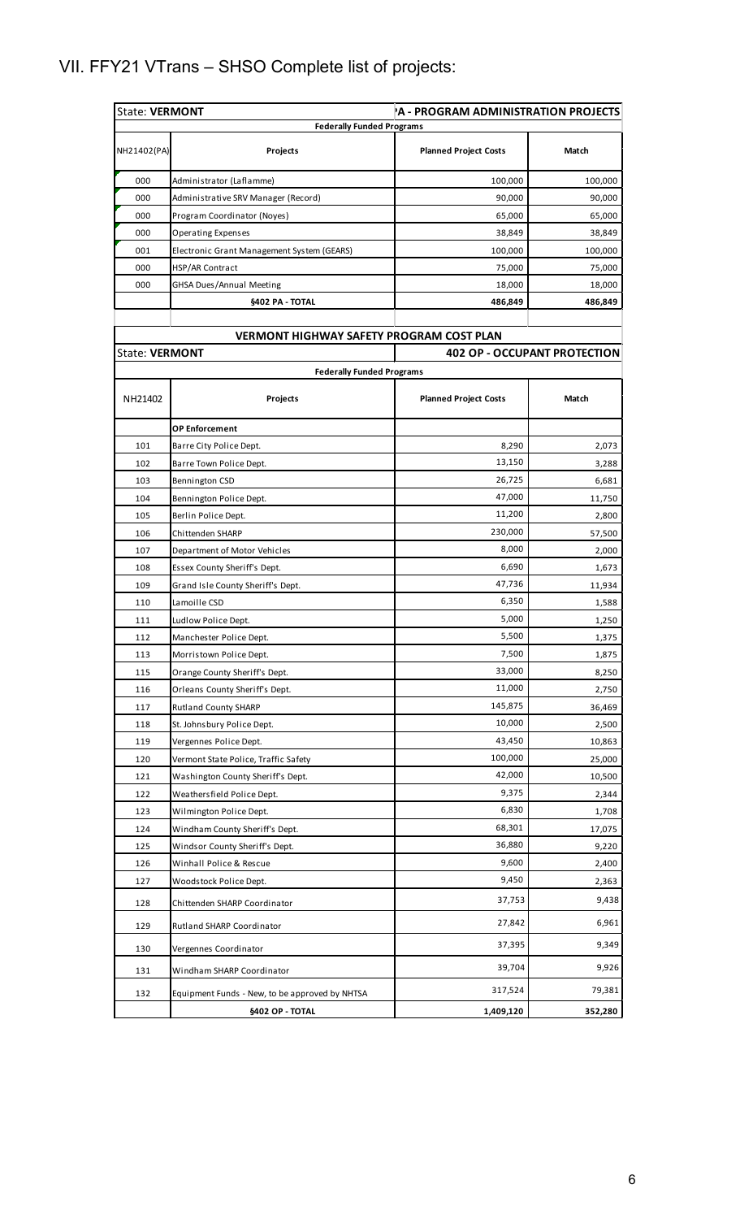## VII. FFY21 VTrans – SHSO Complete list of projects:

| State: **VERMONT** | | **PA - PROGRAM ADMINISTRATION PROJECTS** | |
|---|---|---|---|
| | **Federally Funded Programs** | | |
| NH21402(PA) | **Projects** | **Planned Project Costs** | **Match** |
| 000 | Administrator (Laflamme) | 100,000 | 100,000 |
| 000 | Administrative SRV Manager (Record) | 90,000 | 90,000 |
| 000 | Program Coordinator (Noyes) | 65,000 | 65,000 |
| 000 | Operating Expenses | 38,849 | 38,849 |
| 001 | Electronic Grant Management System (GEARS) | 100,000 | 100,000 |
| 000 | HSP/AR Contract | 75,000 | 75,000 |
| 000 | GHSA Dues/Annual Meeting | 18,000 | 18,000 |
| | **§402 PA - TOTAL** | **486,849** | **486,849** |

| **VERMONT HIGHWAY SAFETY PROGRAM COST PLAN** | | | |
|---|---|---|---|
| State: **VERMONT** | | **402 OP - OCCUPANT PROTECTION** | |
| | **Federally Funded Programs** | | |
| NH21402 | **Projects** | **Planned Project Costs** | **Match** |
| | **OP Enforcement** | | |
| 101 | Barre City Police Dept. | 8,290 | 2,073 |
| 102 | Barre Town Police Dept. | 13,150 | 3,288 |
| 103 | Bennington CSD | 26,725 | 6,681 |
| 104 | Bennington Police Dept. | 47,000 | 11,750 |
| 105 | Berlin Police Dept. | 11,200 | 2,800 |
| 106 | Chittenden SHARP | 230,000 | 57,500 |
| 107 | Department of Motor Vehicles | 8,000 | 2,000 |
| 108 | Essex County Sheriff's Dept. | 6,690 | 1,673 |
| 109 | Grand Isle County Sheriff's Dept. | 47,736 | 11,934 |
| 110 | Lamoille CSD | 6,350 | 1,588 |
| 111 | Ludlow Police Dept. | 5,000 | 1,250 |
| 112 | Manchester Police Dept. | 5,500 | 1,375 |
| 113 | Morristown Police Dept. | 7,500 | 1,875 |
| 115 | Orange County Sheriff's Dept. | 33,000 | 8,250 |
| 116 | Orleans County Sheriff's Dept. | 11,000 | 2,750 |
| 117 | Rutland County SHARP | 145,875 | 36,469 |
| 118 | St. Johnsbury Police Dept. | 10,000 | 2,500 |
| 119 | Vergennes Police Dept. | 43,450 | 10,863 |
| 120 | Vermont State Police, Traffic Safety | 100,000 | 25,000 |
| 121 | Washington County Sheriff's Dept. | 42,000 | 10,500 |
| 122 | Weathersfield Police Dept. | 9,375 | 2,344 |
| 123 | Wilmington Police Dept. | 6,830 | 1,708 |
| 124 | Windham County Sheriff's Dept. | 68,301 | 17,075 |
| 125 | Windsor County Sheriff's Dept. | 36,880 | 9,220 |
| 126 | Winhall Police & Rescue | 9,600 | 2,400 |
| 127 | Woodstock Police Dept. | 9,450 | 2,363 |
| 128 | Chittenden SHARP Coordinator | 37,753 | 9,438 |
| 129 | Rutland SHARP Coordinator | 27,842 | 6,961 |
| 130 | Vergennes Coordinator | 37,395 | 9,349 |
| 131 | Windham SHARP Coordinator | 39,704 | 9,926 |
| 132 | Equipment Funds - New, to be approved by NHTSA | 317,524 | 79,381 |
| | **§402 OP - TOTAL** | **1,409,120** | **352,280** |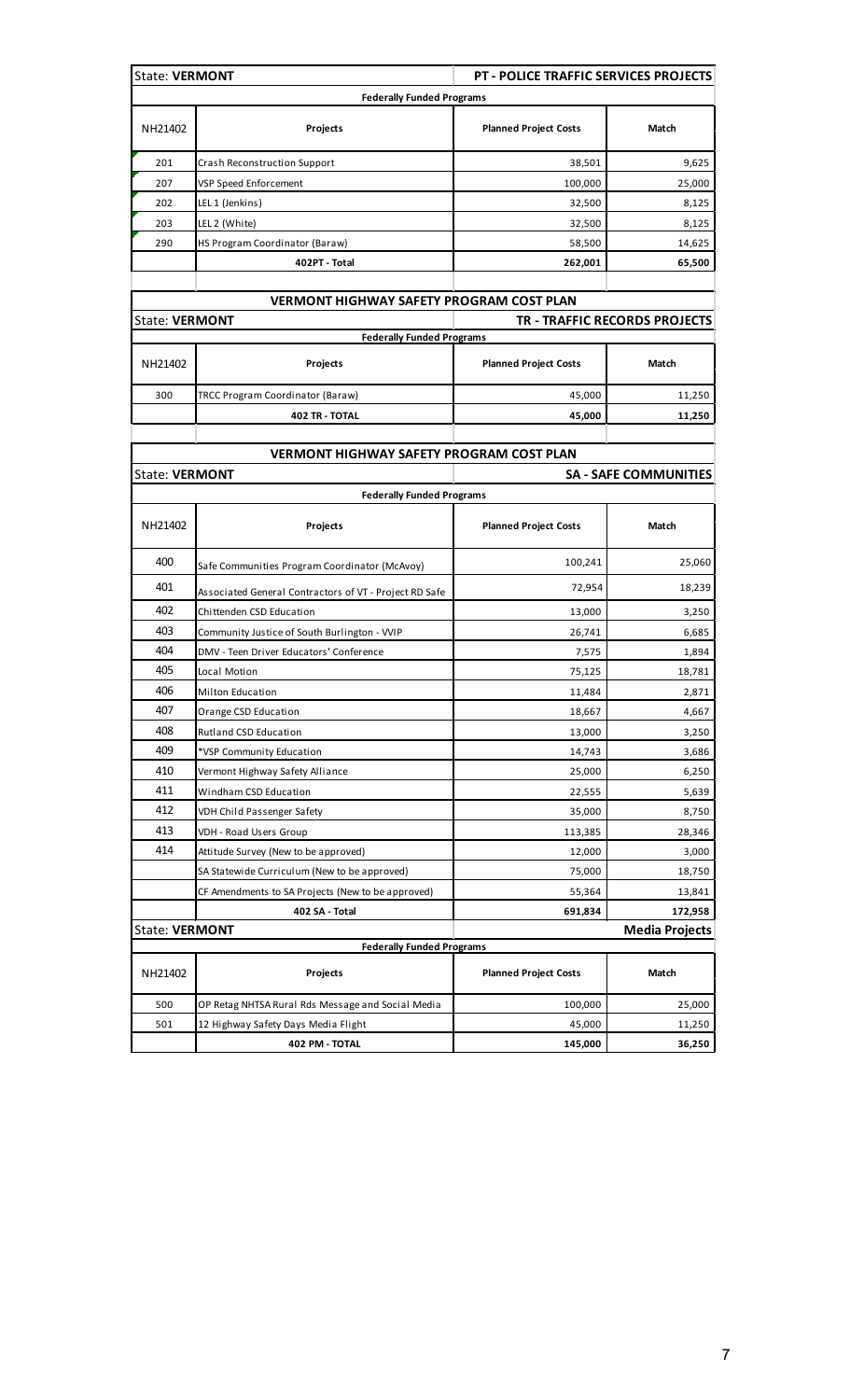| State: **VERMONT** | | **PT - POLICE TRAFFIC SERVICES PROJECTS** | |
|---|---|---|---|
| | **Federally Funded Programs** | | |
| NH21402 | **Projects** | **Planned Project Costs** | **Match** |
| 201 | Crash Reconstruction Support | 38,501 | 9,625 |
| 207 | VSP Speed Enforcement | 100,000 | 25,000 |
| 202 | LEL 1 (Jenkins) | 32,500 | 8,125 |
| 203 | LEL 2 (White) | 32,500 | 8,125 |
| 290 | HS Program Coordinator (Baraw) | 58,500 | 14,625 |
| | **402PT - Total** | **262,001** | **65,500** |

**VERMONT HIGHWAY SAFETY PROGRAM COST PLAN**

| State: **VERMONT** | | **TR - TRAFFIC RECORDS PROJECTS** | |
|---|---|---|---|
| | **Federally Funded Programs** | | |
| NH21402 | **Projects** | **Planned Project Costs** | **Match** |
| 300 | TRCC Program Coordinator (Baraw) | 45,000 | 11,250 |
| | **402 TR - TOTAL** | **45,000** | **11,250** |

**VERMONT HIGHWAY SAFETY PROGRAM COST PLAN**

| State: **VERMONT** | | **SA - SAFE COMMUNITIES** | |
|---|---|---|---|
| | **Federally Funded Programs** | | |
| NH21402 | **Projects** | **Planned Project Costs** | **Match** |
| 400 | Safe Communities Program Coordinator (McAvoy) | 100,241 | 25,060 |
| 401 | Associated General Contractors of VT - Project RD Safe | 72,954 | 18,239 |
| 402 | Chittenden CSD Education | 13,000 | 3,250 |
| 403 | Community Justice of South Burlington - VVIP | 26,741 | 6,685 |
| 404 | DMV - Teen Driver Educators' Conference | 7,575 | 1,894 |
| 405 | Local Motion | 75,125 | 18,781 |
| 406 | Milton Education | 11,484 | 2,871 |
| 407 | Orange CSD Education | 18,667 | 4,667 |
| 408 | Rutland CSD Education | 13,000 | 3,250 |
| 409 | *VSP Community Education | 14,743 | 3,686 |
| 410 | Vermont Highway Safety Alliance | 25,000 | 6,250 |
| 411 | Windham CSD Education | 22,555 | 5,639 |
| 412 | VDH Child Passenger Safety | 35,000 | 8,750 |
| 413 | VDH - Road Users Group | 113,385 | 28,346 |
| 414 | Attitude Survey (New to be approved) | 12,000 | 3,000 |
| | SA Statewide Curriculum (New to be approved) | 75,000 | 18,750 |
| | CF Amendments to SA Projects (New to be approved) | 55,364 | 13,841 |
| | **402 SA - Total** | **691,834** | **172,958** |

| State: **VERMONT** | | **Media Projects** | |
|---|---|---|---|
| | **Federally Funded Programs** | | |
| NH21402 | **Projects** | **Planned Project Costs** | **Match** |
| 500 | OP Retag NHTSA Rural Rds Message and Social Media | 100,000 | 25,000 |
| 501 | 12 Highway Safety Days Media Flight | 45,000 | 11,250 |
| | **402 PM - TOTAL** | **145,000** | **36,250** |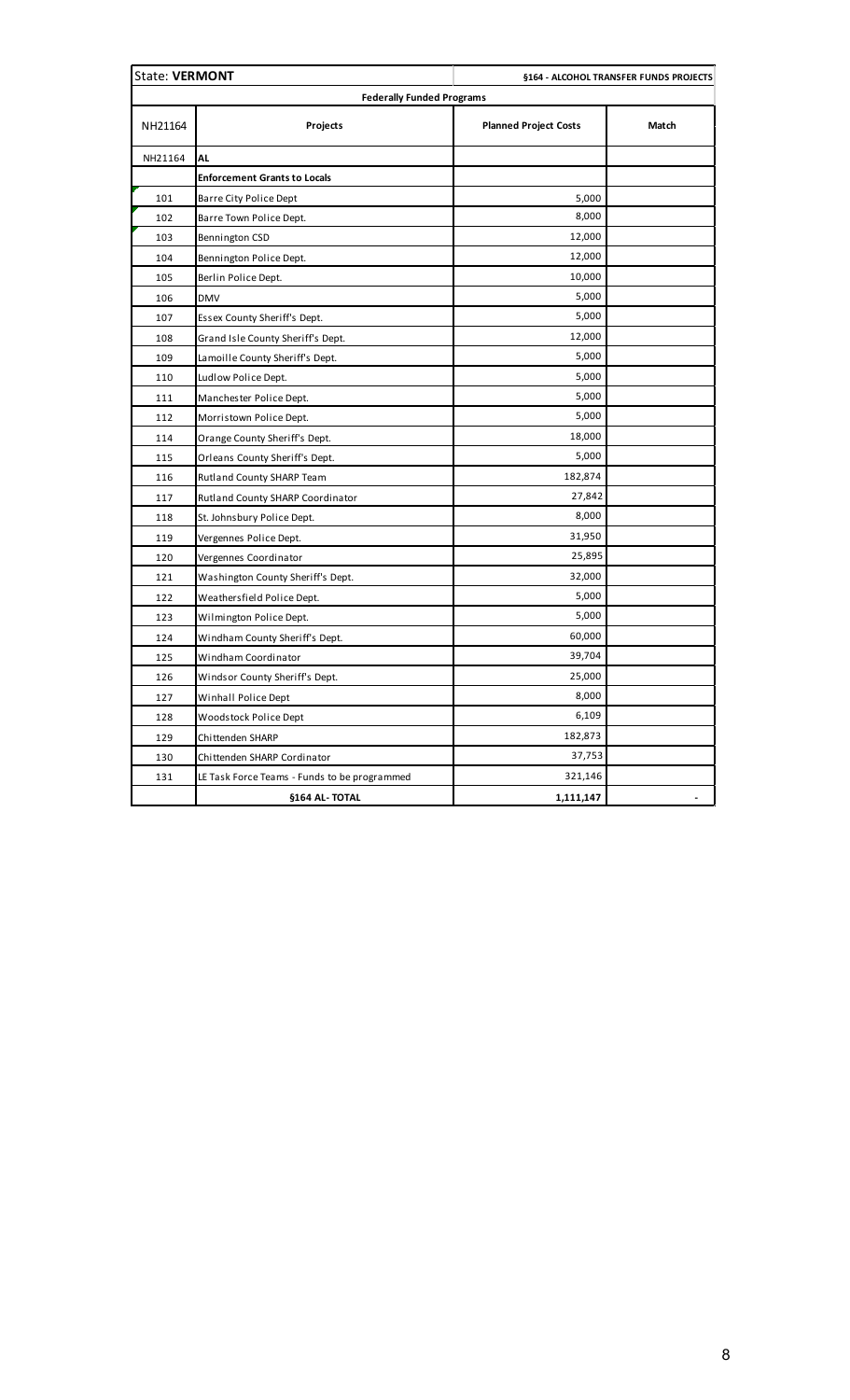| State: **VERMONT** | | §164 - ALCOHOL TRANSFER FUNDS PROJECTS | |
|---|---|---|---|
| | **Federally Funded Programs** | | |
| NH21164 | **Projects** | **Planned Project Costs** | **Match** |
| NH21164 | **AL** | | |
| | **Enforcement Grants to Locals** | | |
| 101 | Barre City Police Dept | 5,000 | |
| 102 | Barre Town Police Dept. | 8,000 | |
| 103 | Bennington CSD | 12,000 | |
| 104 | Bennington Police Dept. | 12,000 | |
| 105 | Berlin Police Dept. | 10,000 | |
| 106 | DMV | 5,000 | |
| 107 | Essex County Sheriff's Dept. | 5,000 | |
| 108 | Grand Isle County Sheriff's Dept. | 12,000 | |
| 109 | Lamoille County Sheriff's Dept. | 5,000 | |
| 110 | Ludlow Police Dept. | 5,000 | |
| 111 | Manchester Police Dept. | 5,000 | |
| 112 | Morristown Police Dept. | 5,000 | |
| 114 | Orange County Sheriff's Dept. | 18,000 | |
| 115 | Orleans County Sheriff's Dept. | 5,000 | |
| 116 | Rutland County SHARP Team | 182,874 | |
| 117 | Rutland County SHARP Coordinator | 27,842 | |
| 118 | St. Johnsbury Police Dept. | 8,000 | |
| 119 | Vergennes Police Dept. | 31,950 | |
| 120 | Vergennes Coordinator | 25,895 | |
| 121 | Washington County Sheriff's Dept. | 32,000 | |
| 122 | Weathersfield Police Dept. | 5,000 | |
| 123 | Wilmington Police Dept. | 5,000 | |
| 124 | Windham County Sheriff's Dept. | 60,000 | |
| 125 | Windham Coordinator | 39,704 | |
| 126 | Windsor County Sheriff's Dept. | 25,000 | |
| 127 | Winhall Police Dept | 8,000 | |
| 128 | Woodstock Police Dept | 6,109 | |
| 129 | Chittenden SHARP | 182,873 | |
| 130 | Chittenden SHARP Cordinator | 37,753 | |
| 131 | LE Task Force Teams - Funds to be programmed | 321,146 | |
| | **§164 AL- TOTAL** | **1,111,147** | - |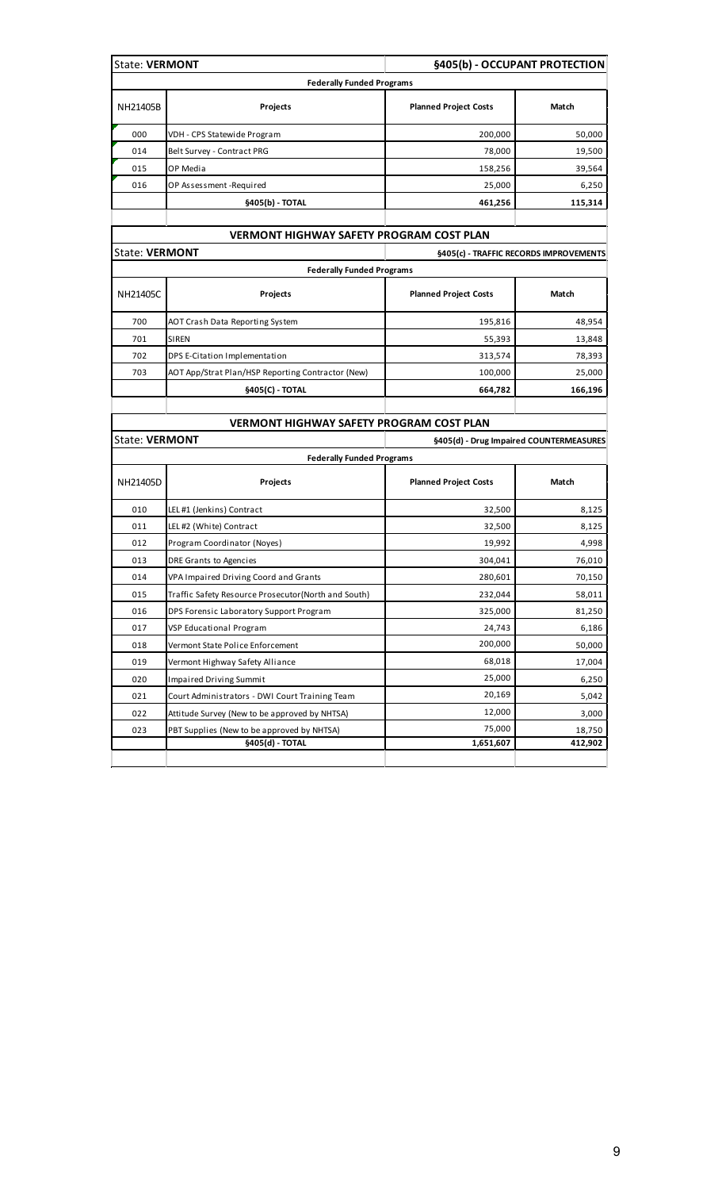| State: **VERMONT** | | **§405(b) - OCCUPANT PROTECTION** | |
|---|---|---|---|
| **Federally Funded Programs** | | | |
| NH21405B | **Projects** | **Planned Project Costs** | **Match** |
| 000 | VDH - CPS Statewide Program | 200,000 | 50,000 |
| 014 | Belt Survey - Contract PRG | 78,000 | 19,500 |
| 015 | OP Media | 158,256 | 39,564 |
| 016 | OP Assessment -Required | 25,000 | 6,250 |
| | **§405(b) - TOTAL** | **461,256** | **115,314** |

**VERMONT HIGHWAY SAFETY PROGRAM COST PLAN**

| State: **VERMONT** | | **§405(c) - TRAFFIC RECORDS IMPROVEMENTS** | |
|---|---|---|---|
| **Federally Funded Programs** | | | |
| NH21405C | **Projects** | **Planned Project Costs** | **Match** |
| 700 | AOT Crash Data Reporting System | 195,816 | 48,954 |
| 701 | SIREN | 55,393 | 13,848 |
| 702 | DPS E-Citation Implementation | 313,574 | 78,393 |
| 703 | AOT App/Strat Plan/HSP Reporting Contractor (New) | 100,000 | 25,000 |
| | **§405(C) - TOTAL** | **664,782** | **166,196** |

**VERMONT HIGHWAY SAFETY PROGRAM COST PLAN**

| State: **VERMONT** | | **§405(d) - Drug Impaired COUNTERMEASURES** | |
|---|---|---|---|
| **Federally Funded Programs** | | | |
| NH21405D | **Projects** | **Planned Project Costs** | **Match** |
| 010 | LEL #1 (Jenkins) Contract | 32,500 | 8,125 |
| 011 | LEL #2 (White) Contract | 32,500 | 8,125 |
| 012 | Program Coordinator (Noyes) | 19,992 | 4,998 |
| 013 | DRE Grants to Agencies | 304,041 | 76,010 |
| 014 | VPA Impaired Driving Coord and Grants | 280,601 | 70,150 |
| 015 | Traffic Safety Resource Prosecutor(North and South) | 232,044 | 58,011 |
| 016 | DPS Forensic Laboratory Support Program | 325,000 | 81,250 |
| 017 | VSP Educational Program | 24,743 | 6,186 |
| 018 | Vermont State Police Enforcement | 200,000 | 50,000 |
| 019 | Vermont Highway Safety Alliance | 68,018 | 17,004 |
| 020 | Impaired Driving Summit | 25,000 | 6,250 |
| 021 | Court Administrators - DWI Court Training Team | 20,169 | 5,042 |
| 022 | Attitude Survey (New to be approved by NHTSA) | 12,000 | 3,000 |
| 023 | PBT Supplies (New to be approved by NHTSA) | 75,000 | 18,750 |
| | **§405(d) - TOTAL** | **1,651,607** | **412,902** |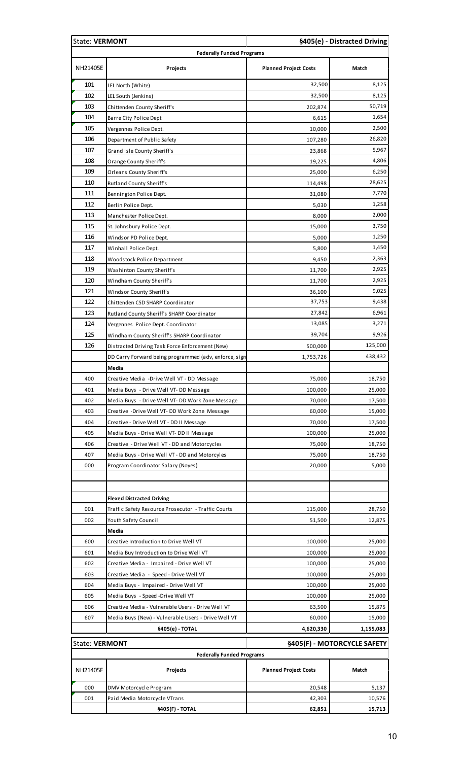| State: **VERMONT** | | §405(e) - Distracted Driving | |
|---|---|---|---|
| **Federally Funded Programs** | | | |
| NH21405E | **Projects** | **Planned Project Costs** | **Match** |
| 101 | LEL North (White) | 32,500 | 8,125 |
| 102 | LEL South (Jenkins) | 32,500 | 8,125 |
| 103 | Chittenden County Sheriff's | 202,874 | 50,719 |
| 104 | Barre City Police Dept | 6,615 | 1,654 |
| 105 | Vergennes Police Dept. | 10,000 | 2,500 |
| 106 | Department of Public Safety | 107,280 | 26,820 |
| 107 | Grand Isle County Sheriff's | 23,868 | 5,967 |
| 108 | Orange County Sheriff's | 19,225 | 4,806 |
| 109 | Orleans County Sheriff's | 25,000 | 6,250 |
| 110 | Rutland County Sheriff's | 114,498 | 28,625 |
| 111 | Bennington Police Dept. | 31,080 | 7,770 |
| 112 | Berlin Police Dept. | 5,030 | 1,258 |
| 113 | Manchester Police Dept. | 8,000 | 2,000 |
| 115 | St. Johnsbury Police Dept. | 15,000 | 3,750 |
| 116 | Windsor PD Police Dept. | 5,000 | 1,250 |
| 117 | Winhall Police Dept. | 5,800 | 1,450 |
| 118 | Woodstock Police Department | 9,450 | 2,363 |
| 119 | Washinton County Sheriff's | 11,700 | 2,925 |
| 120 | Windham County Sheriff's | 11,700 | 2,925 |
| 121 | Windsor County Sheriff's | 36,100 | 9,025 |
| 122 | Chittenden CSD SHARP Coordinator | 37,753 | 9,438 |
| 123 | Rutland County Sheriff's SHARP Coordinator | 27,842 | 6,961 |
| 124 | Vergennes Police Dept. Coordinator | 13,085 | 3,271 |
| 125 | Windham County Sheriff's SHARP Coordinator | 39,704 | 9,926 |
| 126 | Distracted Driving Task Force Enforcement (New) | 500,000 | 125,000 |
| | DD Carry Forward being programmed (adv, enforce, sign | 1,753,726 | 438,432 |
| | **Media** | | |
| 400 | Creative Media -Drive Well VT - DD Message | 75,000 | 18,750 |
| 401 | Media Buys - Drive Well VT- DD Message | 100,000 | 25,000 |
| 402 | Media Buys - Drive Well VT- DD Work Zone Message | 70,000 | 17,500 |
| 403 | Creative -Drive Well VT- DD Work Zone Message | 60,000 | 15,000 |
| 404 | Creative - Drive Well VT - DD II Message | 70,000 | 17,500 |
| 405 | Media Buys - Drive Well VT- DD II Message | 100,000 | 25,000 |
| 406 | Creative - Drive Well VT - DD and Motorcycles | 75,000 | 18,750 |
| 407 | Media Buys - Drive Well VT - DD and Motorcyles | 75,000 | 18,750 |
| 000 | Program Coordinator Salary (Noyes) | 20,000 | 5,000 |
| | | | |
| | | | |
| | **Flexed Distracted Driving** | | |
| 001 | Traffic Safety Resource Prosecutor - Traffic Courts | 115,000 | 28,750 |
| 002 | Youth Safety Council | 51,500 | 12,875 |
| | **Media** | | |
| 600 | Creative Introduction to Drive Well VT | 100,000 | 25,000 |
| 601 | Media Buy Introduction to Drive Well VT | 100,000 | 25,000 |
| 602 | Creative Media - Impaired - Drive Well VT | 100,000 | 25,000 |
| 603 | Creative Media - Speed - Drive Well VT | 100,000 | 25,000 |
| 604 | Media Buys - Impaired - Drive Well VT | 100,000 | 25,000 |
| 605 | Media Buys - Speed -Drive Well VT | 100,000 | 25,000 |
| 606 | Creative Media - Vulnerable Users - Drive Well VT | 63,500 | 15,875 |
| 607 | Media Buys (New) - Vulnerable Users - Drive Well VT | 60,000 | 15,000 |
| | **§405(e) - TOTAL** | **4,620,330** | **1,155,083** |

| State: **VERMONT** | | §405(F) - MOTORCYCLE SAFETY | |
|---|---|---|---|
| **Federally Funded Programs** | | | |
| NH21405F | **Projects** | **Planned Project Costs** | **Match** |
| 000 | DMV Motorcycle Program | 20,548 | 5,137 |
| 001 | Paid Media Motorcycle VTrans | 42,303 | 10,576 |
| | **§405(F) - TOTAL** | **62,851** | **15,713** |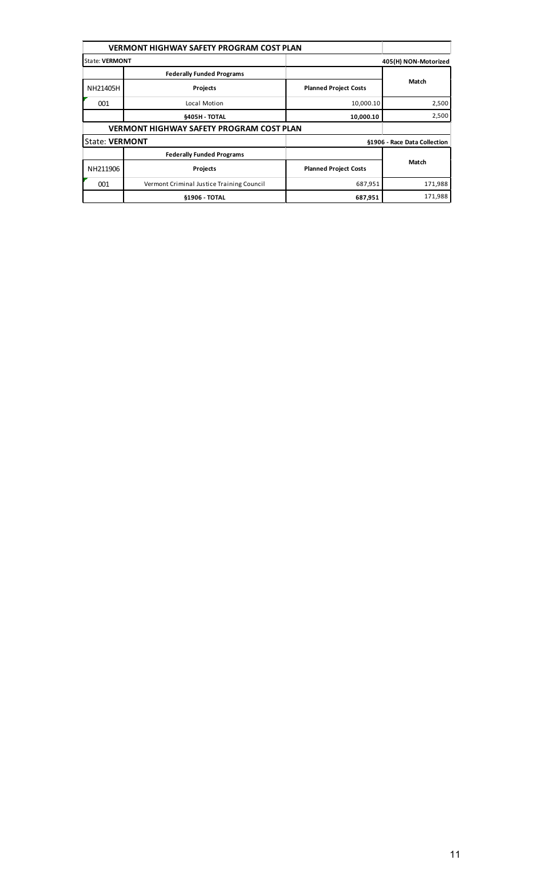| VERMONT HIGHWAY SAFETY PROGRAM COST PLAN | | | |
|---|---|---|---|
| State: **VERMONT** | | | 405(H) NON-Motorized |
| | Federally Funded Programs | | |
| NH21405H | Projects | Planned Project Costs | Match |
| 001 | Local Motion | 10,000.10 | 2,500 |
| | §405H - TOTAL | 10,000.10 | 2,500 |

| VERMONT HIGHWAY SAFETY PROGRAM COST PLAN | | | |
|---|---|---|---|
| State: **VERMONT** | | | §1906 - Race Data Collection |
| | Federally Funded Programs | | |
| NH211906 | Projects | Planned Project Costs | Match |
| 001 | Vermont Criminal Justice Training Council | 687,951 | 171,988 |
| | §1906 - TOTAL | 687,951 | 171,988 |